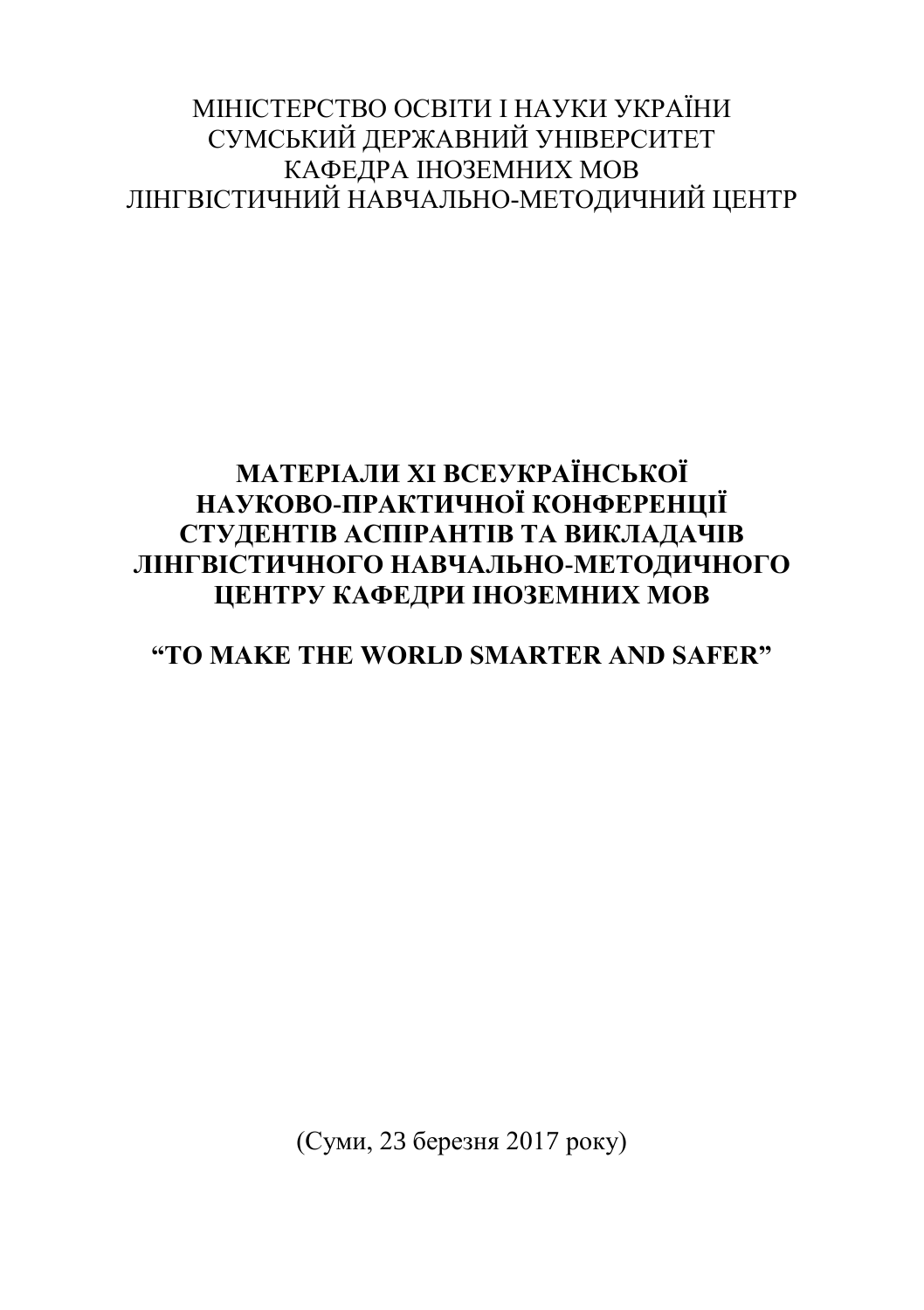МІНІСТЕРСТВО ОСВІТИ І НАУКИ УКРАЇНИ
СУМСЬКИЙ ДЕРЖАВНИЙ УНІВЕРСИТЕТ
КАФЕДРА ІНОЗЕМНИХ МОВ
ЛІНГВІСТИЧНИЙ НАВЧАЛЬНО-МЕТОДИЧНИЙ ЦЕНТР

# МАТЕРІАЛИ XI ВСЕУКРАЇНСЬКОЇ НАУКОВО-ПРАКТИЧНОЇ КОНФЕРЕНЦІЇ СТУДЕНТІВ АСПІРАНТІВ ТА ВИКЛАДАЧІВ ЛІНГВІСТИЧНОГО НАВЧАЛЬНО-МЕТОДИЧНОГО ЦЕНТРУ КАФЕДРИ ІНОЗЕМНИХ МОВ

## “TO MAKE THE WORLD SMARTER AND SAFER”

(Суми, 23 березня 2017 року)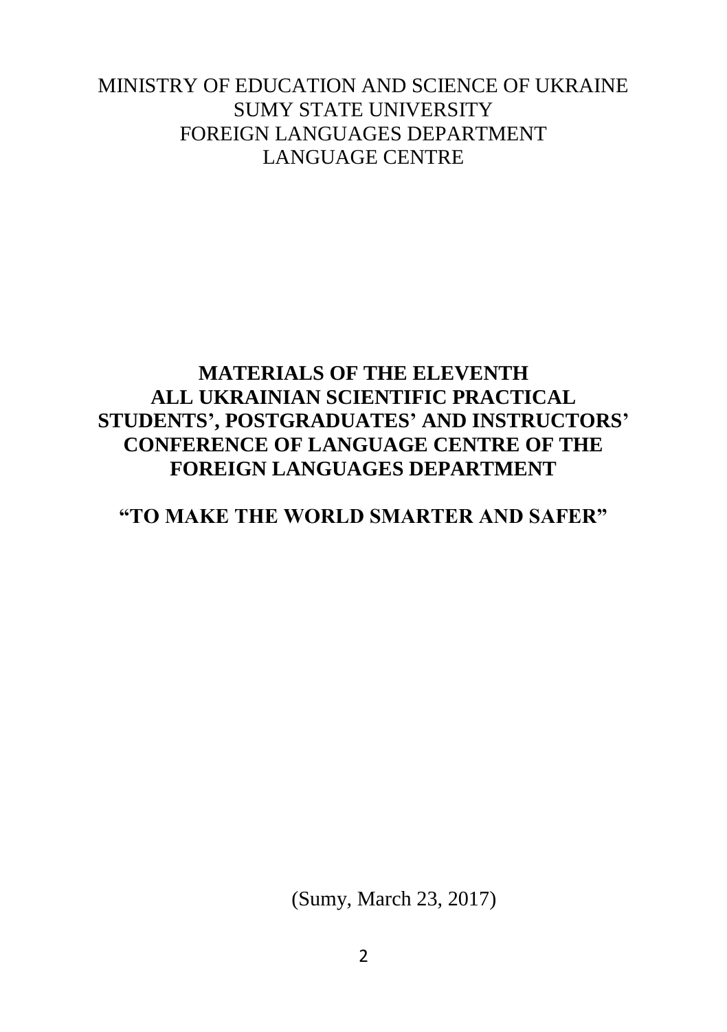MINISTRY OF EDUCATION AND SCIENCE OF UKRAINE
SUMY STATE UNIVERSITY
FOREIGN LANGUAGES DEPARTMENT
LANGUAGE CENTRE

# MATERIALS OF THE ELEVENTH ALL UKRAINIAN SCIENTIFIC PRACTICAL STUDENTS', POSTGRADUATES' AND INSTRUCTORS' CONFERENCE OF LANGUAGE CENTRE OF THE FOREIGN LANGUAGES DEPARTMENT

## "TO MAKE THE WORLD SMARTER AND SAFER"

(Sumy, March 23, 2017)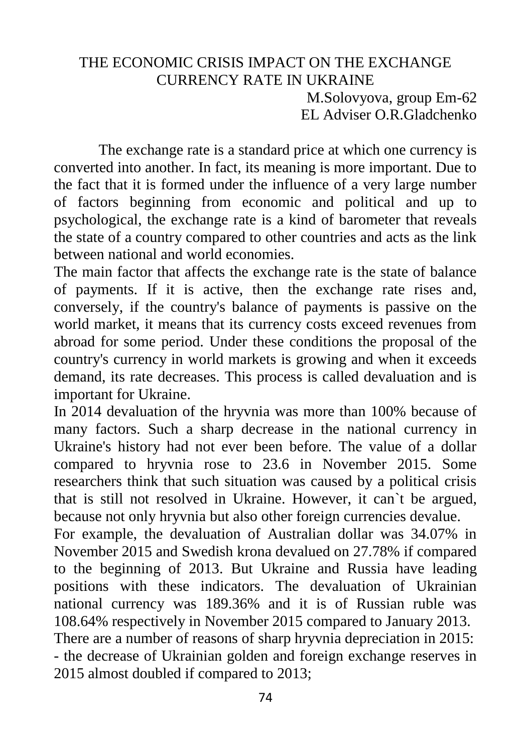# THE ECONOMIC CRISIS IMPACT ON THE EXCHANGE CURRENCY RATE IN UKRAINE

M.Solovyova, group Em-62
EL Adviser O.R.Gladchenko

The exchange rate is a standard price at which one currency is converted into another. In fact, its meaning is more important. Due to the fact that it is formed under the influence of a very large number of factors beginning from economic and political and up to psychological, the exchange rate is a kind of barometer that reveals the state of a country compared to other countries and acts as the link between national and world economies.

The main factor that affects the exchange rate is the state of balance of payments. If it is active, then the exchange rate rises and, conversely, if the country's balance of payments is passive on the world market, it means that its currency costs exceed revenues from abroad for some period. Under these conditions the proposal of the country's currency in world markets is growing and when it exceeds demand, its rate decreases. This process is called devaluation and is important for Ukraine.

In 2014 devaluation of the hryvnia was more than 100% because of many factors. Such a sharp decrease in the national currency in Ukraine's history had not ever been before. The value of a dollar compared to hryvnia rose to 23.6 in November 2015. Some researchers think that such situation was caused by a political crisis that is still not resolved in Ukraine. However, it can`t be argued, because not only hryvnia but also other foreign currencies devalue.

For example, the devaluation of Australian dollar was 34.07% in November 2015 and Swedish krona devalued on 27.78% if compared to the beginning of 2013. But Ukraine and Russia have leading positions with these indicators. The devaluation of Ukrainian national currency was 189.36% and it is of Russian ruble was 108.64% respectively in November 2015 compared to January 2013.

There are a number of reasons of sharp hryvnia depreciation in 2015:

- the decrease of Ukrainian golden and foreign exchange reserves in 2015 almost doubled if compared to 2013;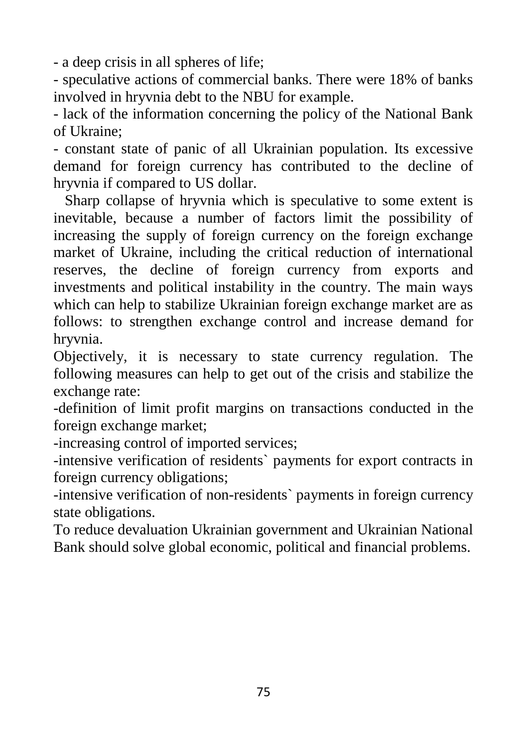- a deep crisis in all spheres of life;

- speculative actions of commercial banks. There were 18% of banks involved in hryvnia debt to the NBU for example.

- lack of the information concerning the policy of the National Bank of Ukraine;

- constant state of panic of all Ukrainian population. Its excessive demand for foreign currency has contributed to the decline of hryvnia if compared to US dollar.

Sharp collapse of hryvnia which is speculative to some extent is inevitable, because a number of factors limit the possibility of increasing the supply of foreign currency on the foreign exchange market of Ukraine, including the critical reduction of international reserves, the decline of foreign currency from exports and investments and political instability in the country. The main ways which can help to stabilize Ukrainian foreign exchange market are as follows: to strengthen exchange control and increase demand for hryvnia.

Objectively, it is necessary to state currency regulation. The following measures can help to get out of the crisis and stabilize the exchange rate:

-definition of limit profit margins on transactions conducted in the foreign exchange market;

-increasing control of imported services;

-intensive verification of residents` payments for export contracts in foreign currency obligations;

-intensive verification of non-residents` payments in foreign currency state obligations.

To reduce devaluation Ukrainian government and Ukrainian National Bank should solve global economic, political and financial problems.